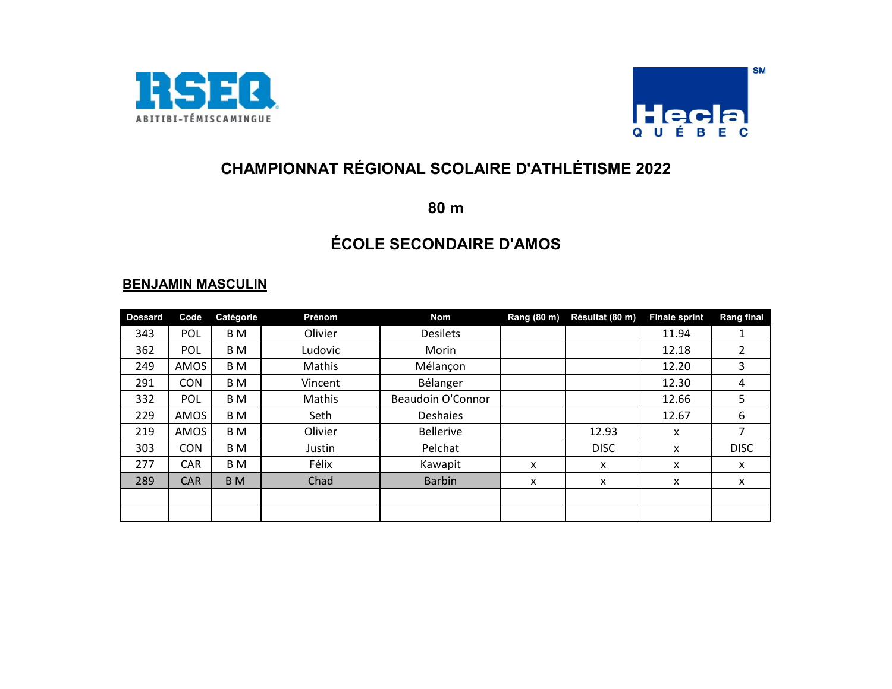# CHAMPIONNAT RÉGIONAL SCOLAIRE D'ATHLÉTISME 2022

## 80 m

## ÉCOLE SECONDAIRE D'AMOS

### BENJAMIN MASCULIN

| Dossard | Code | Catégorie | Prénom | Nom | Rang (80 m) | Résultat (80 m) | Finale sprint | Rang final |
|---|---|---|---|---|---|---|---|---|
| 343 | POL | B M | Olivier | Desilets | | | 11.94 | 1 |
| 362 | POL | B M | Ludovic | Morin | | | 12.18 | 2 |
| 249 | AMOS | B M | Mathis | Mélançon | | | 12.20 | 3 |
| 291 | CON | B M | Vincent | Bélanger | | | 12.30 | 4 |
| 332 | POL | B M | Mathis | Beaudoin O'Connor | | | 12.66 | 5 |
| 229 | AMOS | B M | Seth | Deshaies | | | 12.67 | 6 |
| 219 | AMOS | B M | Olivier | Bellerive | | 12.93 | x | 7 |
| 303 | CON | B M | Justin | Pelchat | | DISC | x | DISC |
| 277 | CAR | B M | Félix | Kawapit | x | x | x | x |
| 289 | CAR | B M | Chad | Barbin | x | x | x | x |
| | | | | | | | | |
| | | | | | | | | |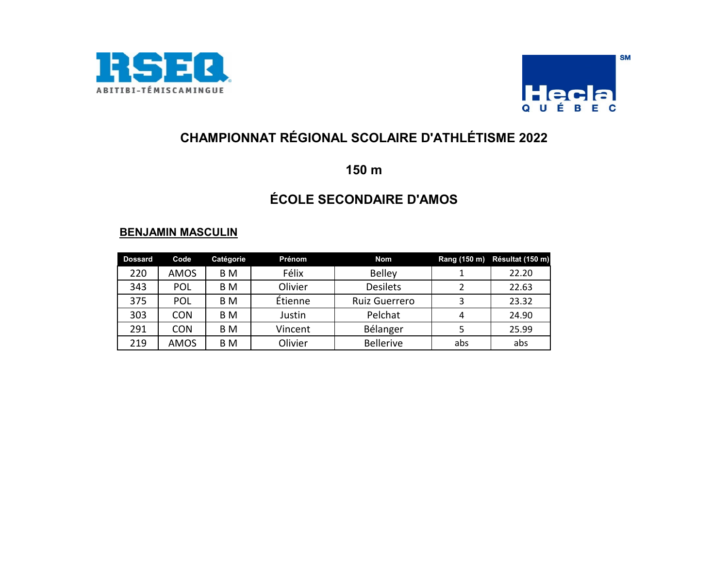# CHAMPIONNAT RÉGIONAL SCOLAIRE D'ATHLÉTISME 2022

## 150 m

## ÉCOLE SECONDAIRE D'AMOS

### BENJAMIN MASCULIN

| Dossard | Code | Catégorie | Prénom | Nom | Rang (150 m) | Résultat (150 m) |
|---|---|---|---|---|---|---|
| 220 | AMOS | B M | Félix | Belley | 1 | 22.20 |
| 343 | POL | B M | Olivier | Desilets | 2 | 22.63 |
| 375 | POL | B M | Étienne | Ruiz Guerrero | 3 | 23.32 |
| 303 | CON | B M | Justin | Pelchat | 4 | 24.90 |
| 291 | CON | B M | Vincent | Bélanger | 5 | 25.99 |
| 219 | AMOS | B M | Olivier | Bellerive | abs | abs |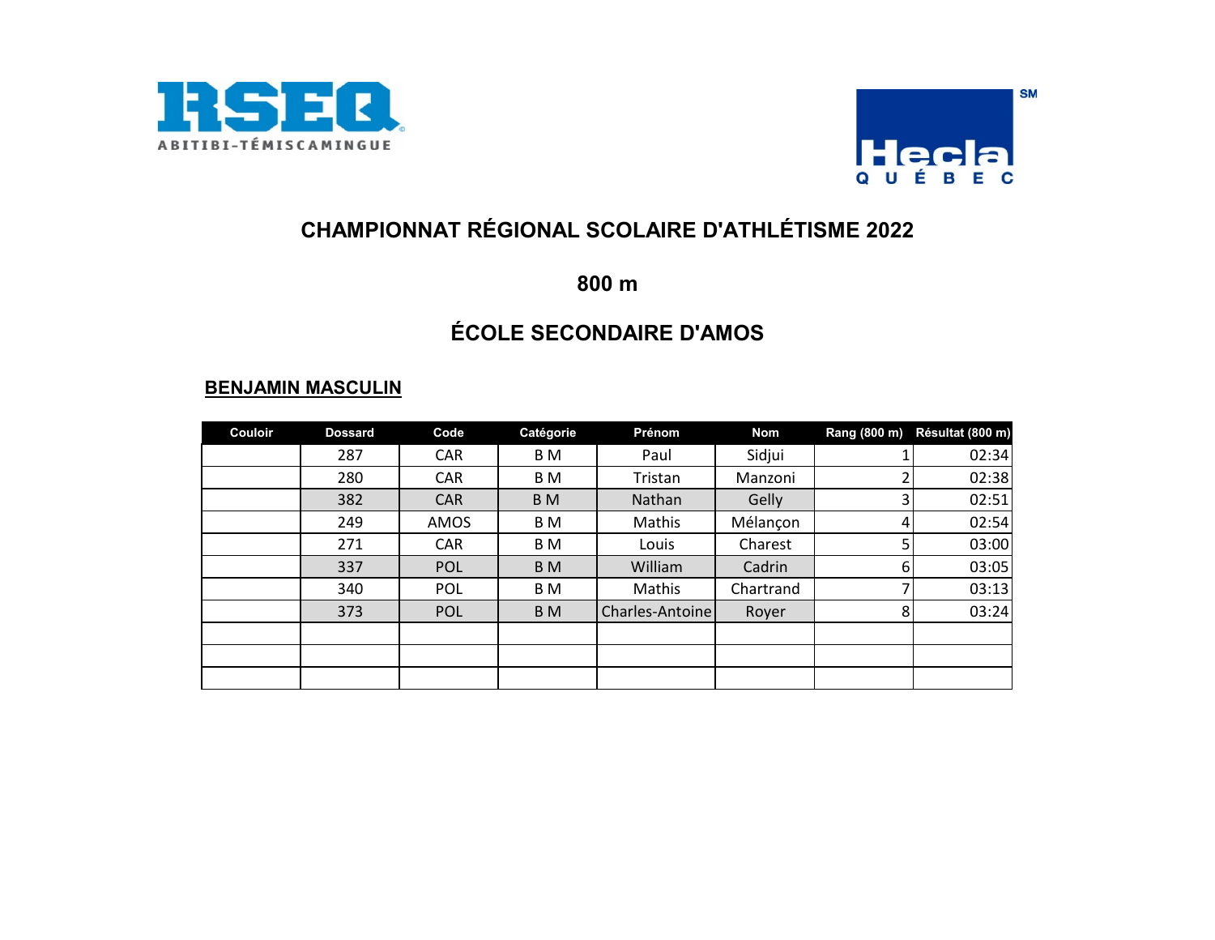RSEQ
ABITIBI-TÉMISCAMINGUE

Hecla QUÉBEC

# CHAMPIONNAT RÉGIONAL SCOLAIRE D'ATHLÉTISME 2022

## 800 m

## ÉCOLE SECONDAIRE D'AMOS

### BENJAMIN MASCULIN

| Couloir | Dossard | Code | Catégorie | Prénom | Nom | Rang (800 m) | Résultat (800 m) |
|---|---|---|---|---|---|---|---|
| | 287 | CAR | B M | Paul | Sidjui | 1 | 02:34 |
| | 280 | CAR | B M | Tristan | Manzoni | 2 | 02:38 |
| | 382 | CAR | B M | Nathan | Gelly | 3 | 02:51 |
| | 249 | AMOS | B M | Mathis | Mélançon | 4 | 02:54 |
| | 271 | CAR | B M | Louis | Charest | 5 | 03:00 |
| | 337 | POL | B M | William | Cadrin | 6 | 03:05 |
| | 340 | POL | B M | Mathis | Chartrand | 7 | 03:13 |
| | 373 | POL | B M | Charles-Antoine | Royer | 8 | 03:24 |
| | | | | | | | |
| | | | | | | | |
| | | | | | | | |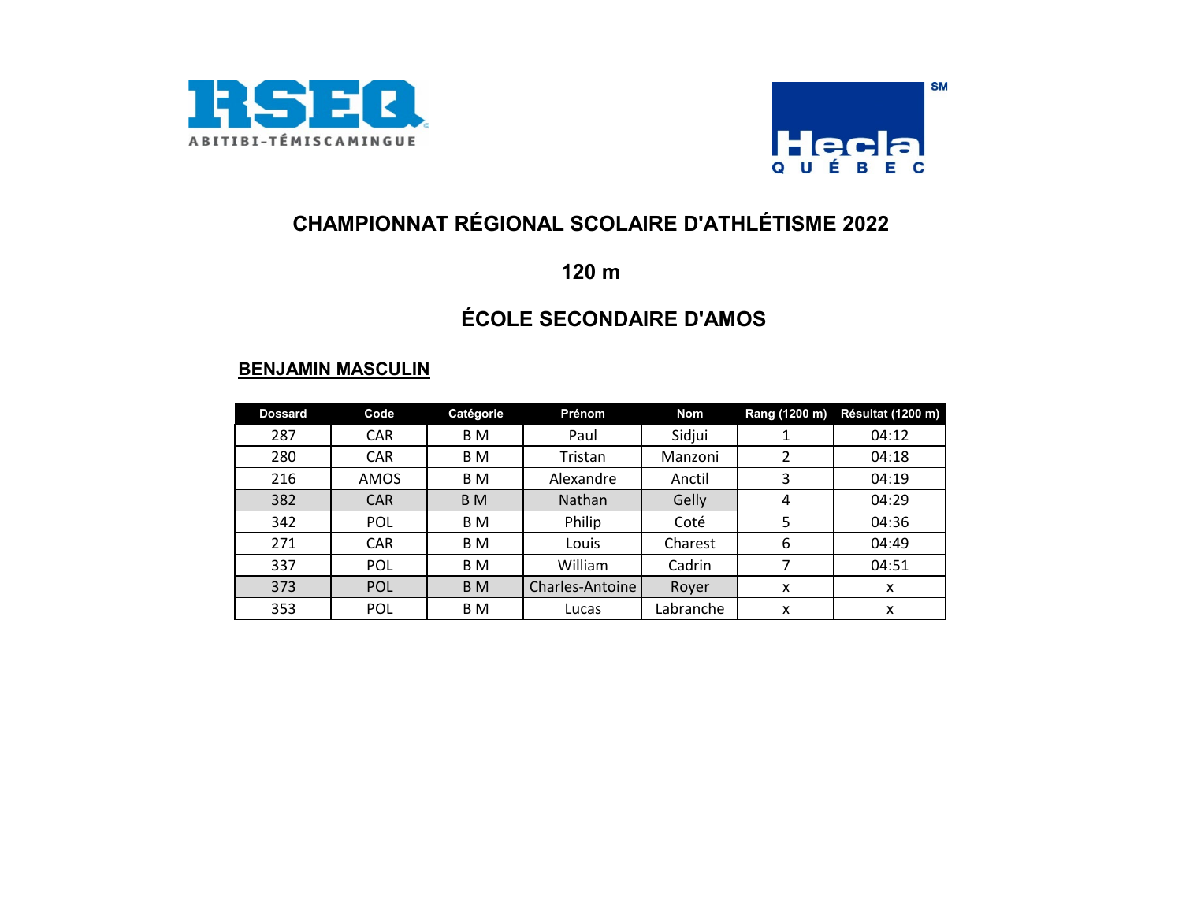# CHAMPIONNAT RÉGIONAL SCOLAIRE D'ATHLÉTISME 2022

## 120 m

## ÉCOLE SECONDAIRE D'AMOS

### BENJAMIN MASCULIN

| Dossard | Code | Catégorie | Prénom | Nom | Rang (1200 m) | Résultat (1200 m) |
|---|---|---|---|---|---|---|
| 287 | CAR | B M | Paul | Sidjui | 1 | 04:12 |
| 280 | CAR | B M | Tristan | Manzoni | 2 | 04:18 |
| 216 | AMOS | B M | Alexandre | Anctil | 3 | 04:19 |
| 382 | CAR | B M | Nathan | Gelly | 4 | 04:29 |
| 342 | POL | B M | Philip | Coté | 5 | 04:36 |
| 271 | CAR | B M | Louis | Charest | 6 | 04:49 |
| 337 | POL | B M | William | Cadrin | 7 | 04:51 |
| 373 | POL | B M | Charles-Antoine | Royer | x | x |
| 353 | POL | B M | Lucas | Labranche | x | x |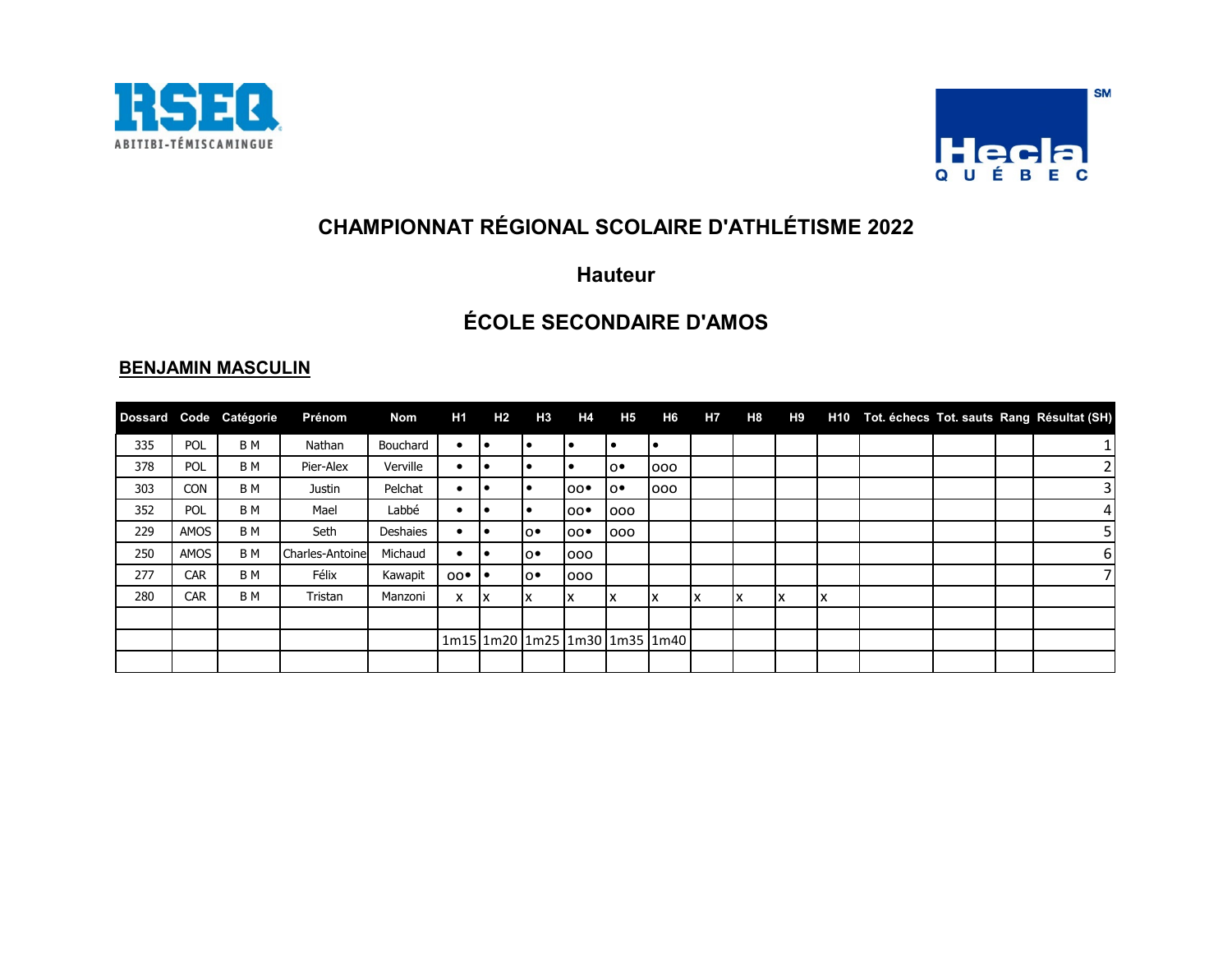RSEQ ABITIBI-TÉMISCAMINGUE

Hecla QUÉBEC

# CHAMPIONNAT RÉGIONAL SCOLAIRE D'ATHLÉTISME 2022

## Hauteur

## ÉCOLE SECONDAIRE D'AMOS

### BENJAMIN MASCULIN

| Dossard | Code | Catégorie | Prénom | Nom | H1 | H2 | H3 | H4 | H5 | H6 | H7 | H8 | H9 | H10 | Tot. échecs | Tot. sauts | Rang | Résultat (SH) |
|---|---|---|---|---|---|---|---|---|---|---|---|---|---|---|---|---|---|---|
| 335 | POL | B M | Nathan | Bouchard | • | • | • | • | • | • | | | | | | | | 1 |
| 378 | POL | B M | Pier-Alex | Verville | • | • | • | • | o• | ooo | | | | | | | | 2 |
| 303 | CON | B M | Justin | Pelchat | • | • | • | oo• | o• | ooo | | | | | | | | 3 |
| 352 | POL | B M | Mael | Labbé | • | • | • | oo• | ooo | | | | | | | | | 4 |
| 229 | AMOS | B M | Seth | Deshaies | • | • | o• | oo• | ooo | | | | | | | | | 5 |
| 250 | AMOS | B M | Charles-Antoine | Michaud | • | • | o• | ooo | | | | | | | | | | 6 |
| 277 | CAR | B M | Félix | Kawapit | oo• | • | o• | ooo | | | | | | | | | | 7 |
| 280 | CAR | B M | Tristan | Manzoni | x | x | x | x | x | x | x | x | x | x | | | | |
| | | | | | | | | | | | | | | | | | | |
| | | | | | 1m15 | 1m20 | 1m25 | 1m30 | 1m35 | 1m40 | | | | | | | | |
| | | | | | | | | | | | | | | | | | | |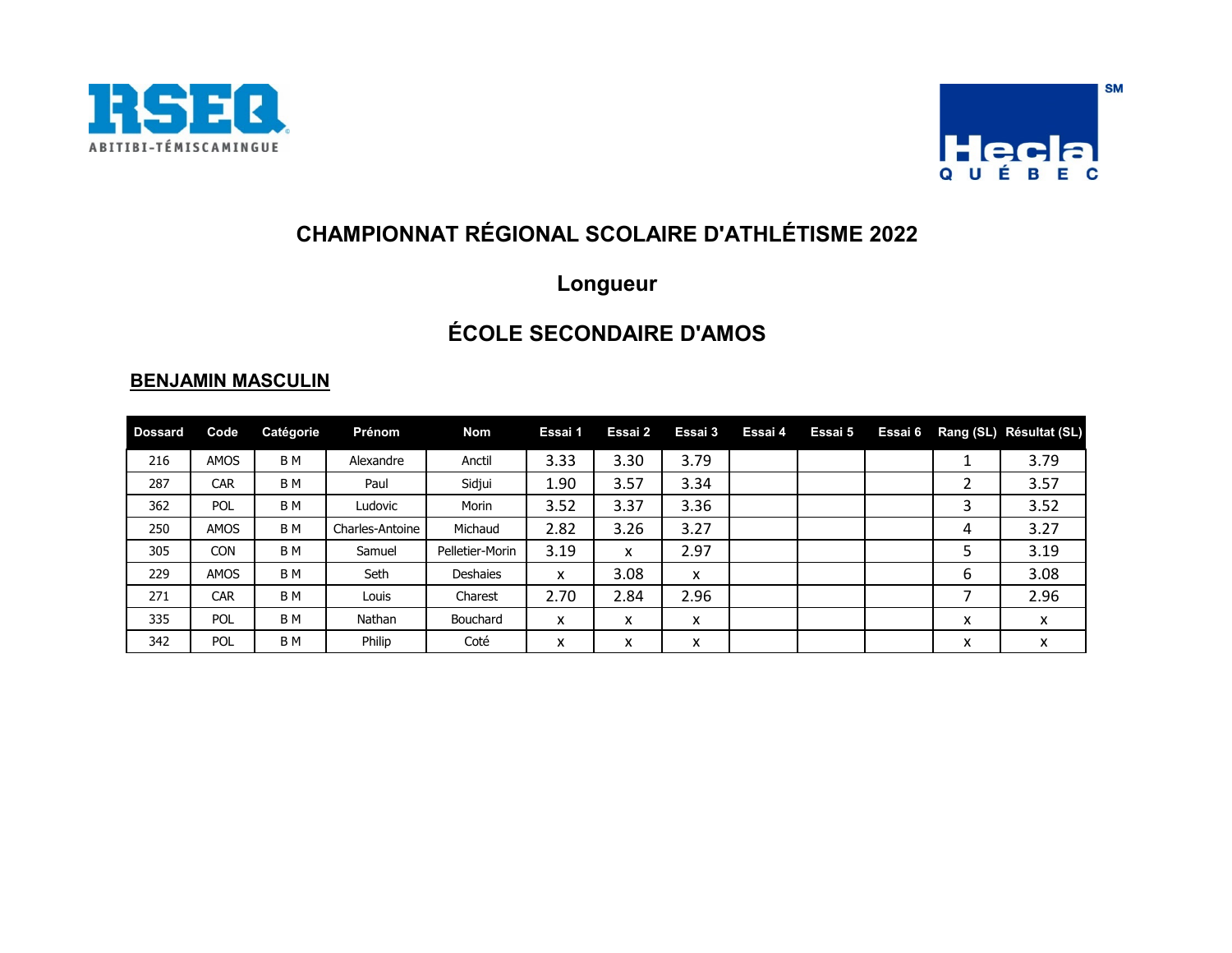# CHAMPIONNAT RÉGIONAL SCOLAIRE D'ATHLÉTISME 2022

## Longueur

## ÉCOLE SECONDAIRE D'AMOS

### BENJAMIN MASCULIN

| Dossard | Code | Catégorie | Prénom | Nom | Essai 1 | Essai 2 | Essai 3 | Essai 4 | Essai 5 | Essai 6 | Rang (SL) | Résultat (SL) |
|---|---|---|---|---|---|---|---|---|---|---|---|---|
| 216 | AMOS | B M | Alexandre | Anctil | 3.33 | 3.30 | 3.79 | | | | 1 | 3.79 |
| 287 | CAR | B M | Paul | Sidjui | 1.90 | 3.57 | 3.34 | | | | 2 | 3.57 |
| 362 | POL | B M | Ludovic | Morin | 3.52 | 3.37 | 3.36 | | | | 3 | 3.52 |
| 250 | AMOS | B M | Charles-Antoine | Michaud | 2.82 | 3.26 | 3.27 | | | | 4 | 3.27 |
| 305 | CON | B M | Samuel | Pelletier-Morin | 3.19 | x | 2.97 | | | | 5 | 3.19 |
| 229 | AMOS | B M | Seth | Deshaies | x | 3.08 | x | | | | 6 | 3.08 |
| 271 | CAR | B M | Louis | Charest | 2.70 | 2.84 | 2.96 | | | | 7 | 2.96 |
| 335 | POL | B M | Nathan | Bouchard | x | x | x | | | | x | x |
| 342 | POL | B M | Philip | Coté | x | x | x | | | | x | x |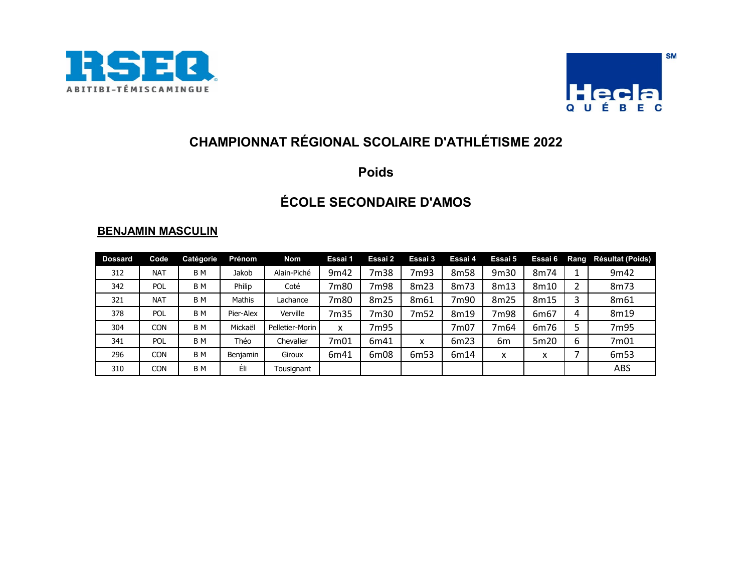# CHAMPIONNAT RÉGIONAL SCOLAIRE D'ATHLÉTISME 2022

## Poids

## ÉCOLE SECONDAIRE D'AMOS

**BENJAMIN MASCULIN**

| Dossard | Code | Catégorie | Prénom | Nom | Essai 1 | Essai 2 | Essai 3 | Essai 4 | Essai 5 | Essai 6 | Rang | Résultat (Poids) |
|---|---|---|---|---|---|---|---|---|---|---|---|---|
| 312 | NAT | B M | Jakob | Alain-Piché | 9m42 | 7m38 | 7m93 | 8m58 | 9m30 | 8m74 | 1 | 9m42 |
| 342 | POL | B M | Philip | Coté | 7m80 | 7m98 | 8m23 | 8m73 | 8m13 | 8m10 | 2 | 8m73 |
| 321 | NAT | B M | Mathis | Lachance | 7m80 | 8m25 | 8m61 | 7m90 | 8m25 | 8m15 | 3 | 8m61 |
| 378 | POL | B M | Pier-Alex | Verville | 7m35 | 7m30 | 7m52 | 8m19 | 7m98 | 6m67 | 4 | 8m19 |
| 304 | CON | B M | Mickaël | Pelletier-Morin | x | 7m95 | | 7m07 | 7m64 | 6m76 | 5 | 7m95 |
| 341 | POL | B M | Théo | Chevalier | 7m01 | 6m41 | x | 6m23 | 6m | 5m20 | 6 | 7m01 |
| 296 | CON | B M | Benjamin | Giroux | 6m41 | 6m08 | 6m53 | 6m14 | x | x | 7 | 6m53 |
| 310 | CON | B M | Éli | Tousignant | | | | | | | | ABS |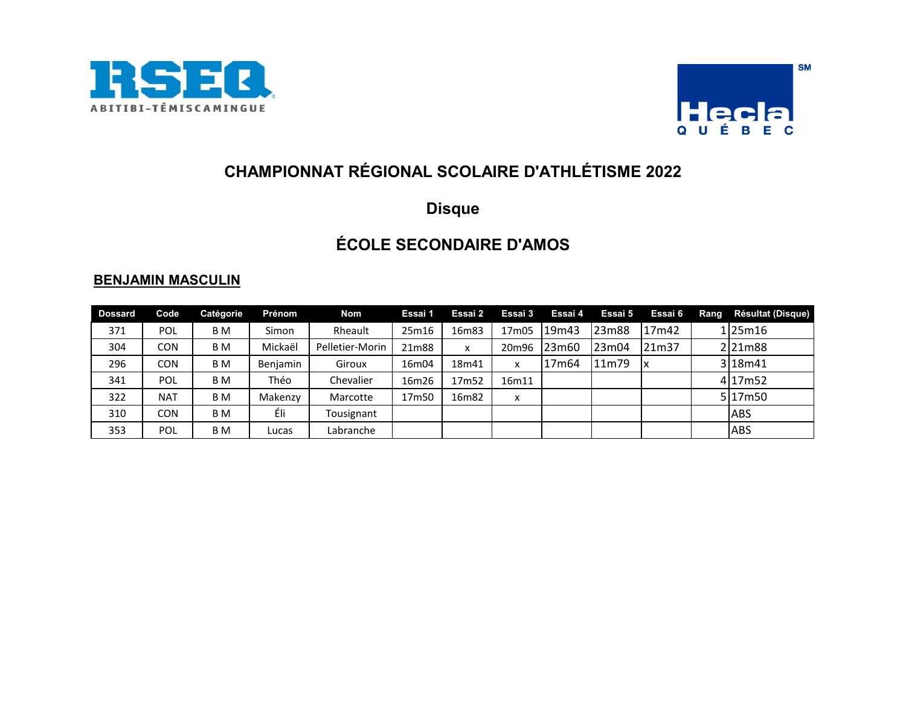# CHAMPIONNAT RÉGIONAL SCOLAIRE D'ATHLÉTISME 2022

## Disque

## ÉCOLE SECONDAIRE D'AMOS

**BENJAMIN MASCULIN**

| Dossard | Code | Catégorie | Prénom | Nom | Essai 1 | Essai 2 | Essai 3 | Essai 4 | Essai 5 | Essai 6 | Rang | Résultat (Disque) |
|---|---|---|---|---|---|---|---|---|---|---|---|---|
| 371 | POL | B M | Simon | Rheault | 25m16 | 16m83 | 17m05 | 19m43 | 23m88 | 17m42 | 1 | 25m16 |
| 304 | CON | B M | Mickaël | Pelletier-Morin | 21m88 | x | 20m96 | 23m60 | 23m04 | 21m37 | 2 | 21m88 |
| 296 | CON | B M | Benjamin | Giroux | 16m04 | 18m41 | x | 17m64 | 11m79 | x | 3 | 18m41 |
| 341 | POL | B M | Théo | Chevalier | 16m26 | 17m52 | 16m11 | | | | 4 | 17m52 |
| 322 | NAT | B M | Makenzy | Marcotte | 17m50 | 16m82 | x | | | | 5 | 17m50 |
| 310 | CON | B M | Éli | Tousignant | | | | | | | | ABS |
| 353 | POL | B M | Lucas | Labranche | | | | | | | | ABS |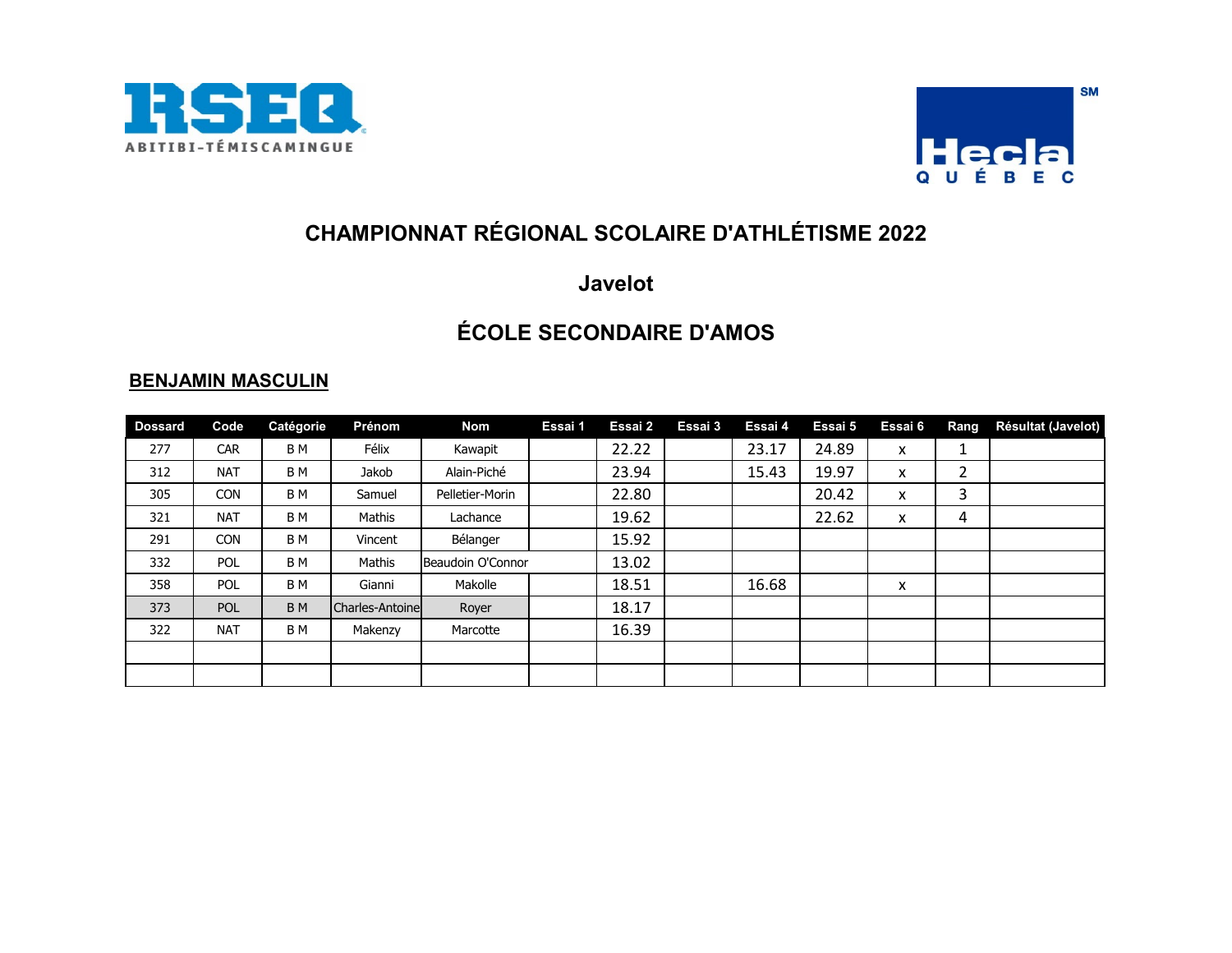RSEQ ABITIBI-TÉMISCAMINGUE

Hecla QUÉBEC

# CHAMPIONNAT RÉGIONAL SCOLAIRE D'ATHLÉTISME 2022

## Javelot

## ÉCOLE SECONDAIRE D'AMOS

### BENJAMIN MASCULIN

| Dossard | Code | Catégorie | Prénom | Nom | Essai 1 | Essai 2 | Essai 3 | Essai 4 | Essai 5 | Essai 6 | Rang | Résultat (Javelot) |
|---|---|---|---|---|---|---|---|---|---|---|---|---|
| 277 | CAR | B M | Félix | Kawapit | | 22.22 | | 23.17 | 24.89 | x | 1 | |
| 312 | NAT | B M | Jakob | Alain-Piché | | 23.94 | | 15.43 | 19.97 | x | 2 | |
| 305 | CON | B M | Samuel | Pelletier-Morin | | 22.80 | | | 20.42 | x | 3 | |
| 321 | NAT | B M | Mathis | Lachance | | 19.62 | | | 22.62 | x | 4 | |
| 291 | CON | B M | Vincent | Bélanger | | 15.92 | | | | | | |
| 332 | POL | B M | Mathis | Beaudoin O'Connor | | 13.02 | | | | | | |
| 358 | POL | B M | Gianni | Makolle | | 18.51 | | 16.68 | | x | | |
| 373 | POL | B M | Charles-Antoine | Royer | | 18.17 | | | | | | |
| 322 | NAT | B M | Makenzy | Marcotte | | 16.39 | | | | | | |
| | | | | | | | | | | | | |
| | | | | | | | | | | | | |